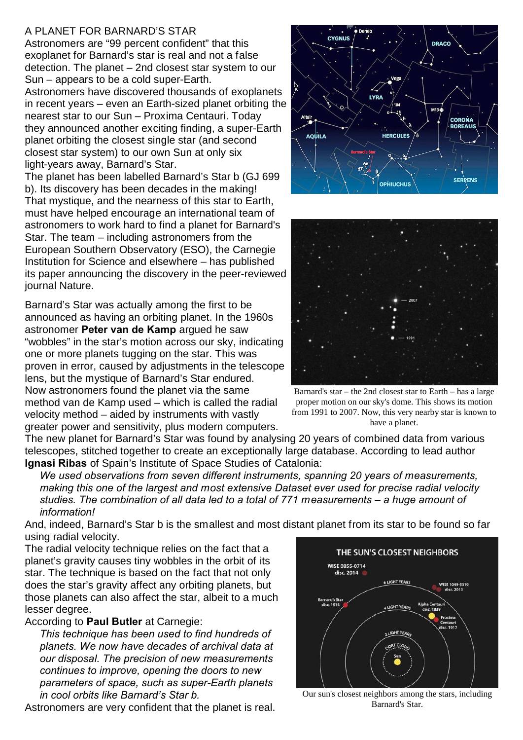# A PLANET FOR BARNARD'S STAR

Astronomers are "99 percent confident" that this exoplanet for Barnard's star is real and not a false detection. The planet – 2nd closest star system to our Sun – appears to be a cold super-Earth.

Astronomers have discovered thousands of exoplanets in recent years – even an Earth-sized planet orbiting the nearest star to our Sun – Proxima Centauri. Today they announced another exciting finding, a super-Earth planet orbiting the closest single star (and second closest star system) to our own Sun at only six light-years away, Barnard's Star.

The planet has been labelled Barnard's Star b (GJ 699 b). Its discovery has been decades in the making! That mystique, and the nearness of this star to Earth, must have helped encourage an international team of astronomers to work hard to find a planet for Barnard's Star. The team – including astronomers from the European Southern Observatory (ESO), the Carnegie Institution for Science and elsewhere – has published its paper announcing the discovery in the peer-reviewed journal Nature.

Barnard's Star was actually among the first to be announced as having an orbiting planet. In the 1960s astronomer **Peter van de Kamp** argued he saw "wobbles" in the star's motion across our sky, indicating one or more planets tugging on the star. This was proven in error, caused by adjustments in the telescope lens, but the mystique of Barnard's Star endured. Now astronomers found the planet via the same method van de Kamp used – which is called the radial velocity method – aided by instruments with vastly greater power and sensitivity, plus modern computers.

Barnard's star – the 2nd closest star to Earth – has a large proper motion on our sky's dome. This shows its motion from 1991 to 2007. Now, this very nearby star is known to have a planet.

The new planet for Barnard's Star was found by analysing 20 years of combined data from various telescopes, stitched together to create an exceptionally large database. According to lead author **Ignasi Ribas** of Spain's Institute of Space Studies of Catalonia:

> *We used observations from seven different instruments, spanning 20 years of measurements, making this one of the largest and most extensive Dataset ever used for precise radial velocity studies. The combination of all data led to a total of 771 measurements – a huge amount of information!*

And, indeed, Barnard's Star b is the smallest and most distant planet from its star to be found so far using radial velocity.

The radial velocity technique relies on the fact that a planet's gravity causes tiny wobbles in the orbit of its star. The technique is based on the fact that not only does the star's gravity affect any orbiting planets, but those planets can also affect the star, albeit to a much lesser degree.

According to **Paul Butler** at Carnegie:

> *This technique has been used to find hundreds of planets. We now have decades of archival data at our disposal. The precision of new measurements continues to improve, opening the doors to new parameters of space, such as super-Earth planets in cool orbits like Barnard's Star b.*

Astronomers are very confident that the planet is real.

Our sun's closest neighbors among the stars, including Barnard's Star.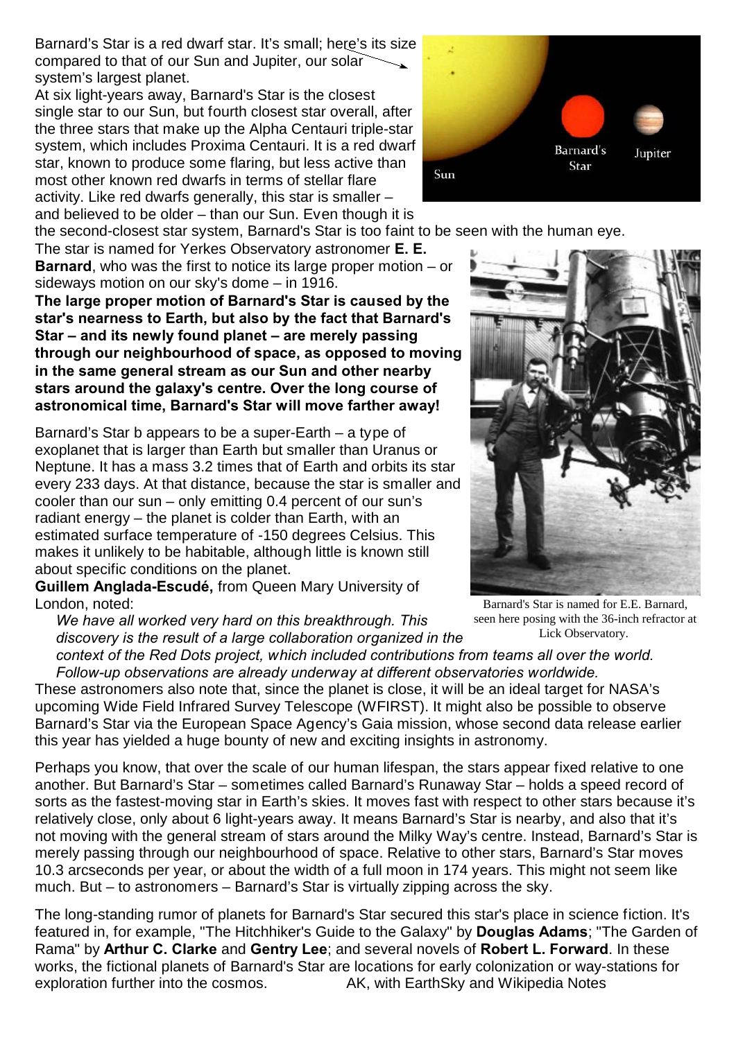Barnard's Star is a red dwarf star. It's small; here's its size compared to that of our Sun and Jupiter, our solar system's largest planet.

Sun

Barnard's Star

Jupiter

At six light-years away, Barnard's Star is the closest single star to our Sun, but fourth closest star overall, after the three stars that make up the Alpha Centauri triple-star system, which includes Proxima Centauri. It is a red dwarf star, known to produce some flaring, but less active than most other known red dwarfs in terms of stellar flare activity. Like red dwarfs generally, this star is smaller – and believed to be older – than our Sun. Even though it is the second-closest star system, Barnard's Star is too faint to be seen with the human eye.

The star is named for Yerkes Observatory astronomer **E. E. Barnard**, who was the first to notice its large proper motion – or sideways motion on our sky's dome – in 1916.

**The large proper motion of Barnard's Star is caused by the star's nearness to Earth, but also by the fact that Barnard's Star – and its newly found planet – are merely passing through our neighbourhood of space, as opposed to moving in the same general stream as our Sun and other nearby stars around the galaxy's centre. Over the long course of astronomical time, Barnard's Star will move farther away!**

Barnard's Star is named for E.E. Barnard, seen here posing with the 36-inch refractor at Lick Observatory.

Barnard's Star b appears to be a super-Earth – a type of exoplanet that is larger than Earth but smaller than Uranus or Neptune. It has a mass 3.2 times that of Earth and orbits its star every 233 days. At that distance, because the star is smaller and cooler than our sun – only emitting 0.4 percent of our sun's radiant energy – the planet is colder than Earth, with an estimated surface temperature of -150 degrees Celsius. This makes it unlikely to be habitable, although little is known still about specific conditions on the planet.

**Guillem Anglada-Escudé,** from Queen Mary University of London, noted:

> *We have all worked very hard on this breakthrough. This discovery is the result of a large collaboration organized in the context of the Red Dots project, which included contributions from teams all over the world. Follow-up observations are already underway at different observatories worldwide.*

These astronomers also note that, since the planet is close, it will be an ideal target for NASA's upcoming Wide Field Infrared Survey Telescope (WFIRST). It might also be possible to observe Barnard's Star via the European Space Agency's Gaia mission, whose second data release earlier this year has yielded a huge bounty of new and exciting insights in astronomy.

Perhaps you know, that over the scale of our human lifespan, the stars appear fixed relative to one another. But Barnard's Star – sometimes called Barnard's Runaway Star – holds a speed record of sorts as the fastest-moving star in Earth's skies. It moves fast with respect to other stars because it's relatively close, only about 6 light-years away. It means Barnard's Star is nearby, and also that it's not moving with the general stream of stars around the Milky Way's centre. Instead, Barnard's Star is merely passing through our neighbourhood of space. Relative to other stars, Barnard's Star moves 10.3 arcseconds per year, or about the width of a full moon in 174 years. This might not seem like much. But – to astronomers – Barnard's Star is virtually zipping across the sky.

The long-standing rumor of planets for Barnard's Star secured this star's place in science fiction. It's featured in, for example, "The Hitchhiker's Guide to the Galaxy" by **Douglas Adams**; "The Garden of Rama" by **Arthur C. Clarke** and **Gentry Lee**; and several novels of **Robert L. Forward**. In these works, the fictional planets of Barnard's Star are locations for early colonization or way-stations for exploration further into the cosmos.

AK, with EarthSky and Wikipedia Notes